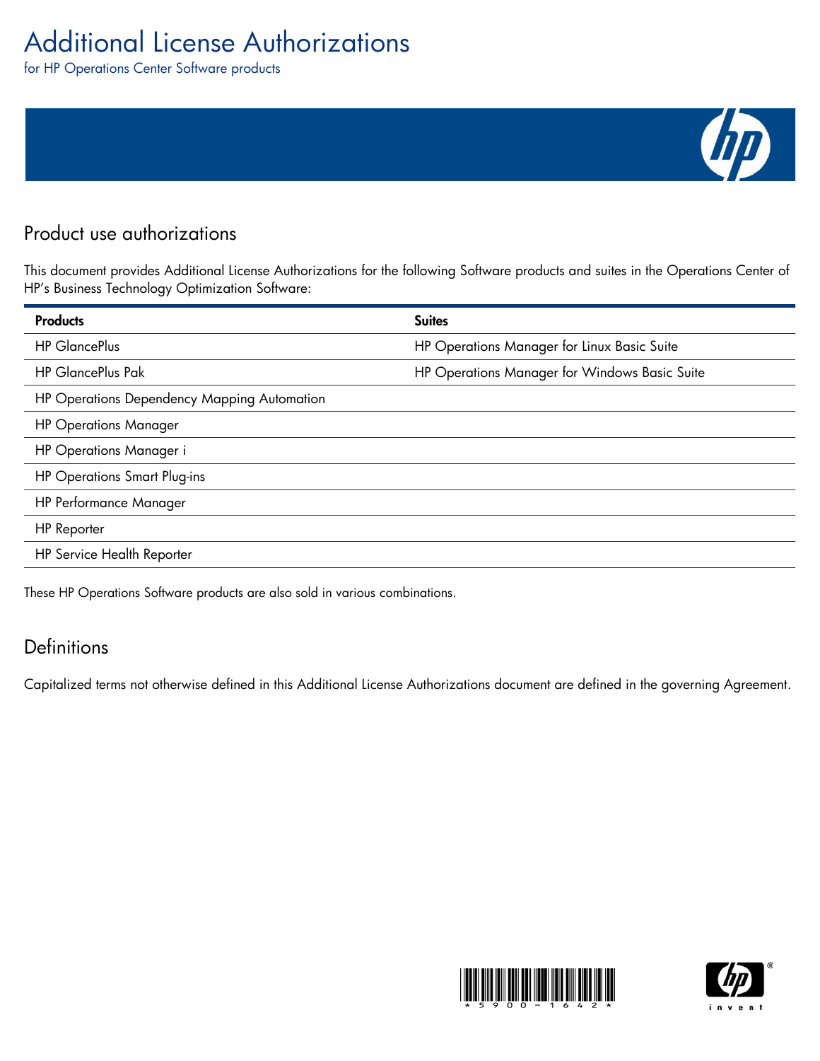# Additional License Authorizations

for HP Operations Center Software products

## Product use authorizations

This document provides Additional License Authorizations for the following Software products and suites in the Operations Center of HP's Business Technology Optimization Software:

| Products | Suites |
| --- | --- |
| HP GlancePlus | HP Operations Manager for Linux Basic Suite |
| HP GlancePlus Pak | HP Operations Manager for Windows Basic Suite |
| HP Operations Dependency Mapping Automation | |
| HP Operations Manager | |
| HP Operations Manager i | |
| HP Operations Smart Plug-ins | |
| HP Performance Manager | |
| HP Reporter | |
| HP Service Health Reporter | |

These HP Operations Software products are also sold in various combinations.

## Definitions

Capitalized terms not otherwise defined in this Additional License Authorizations document are defined in the governing Agreement.

*5900-1642*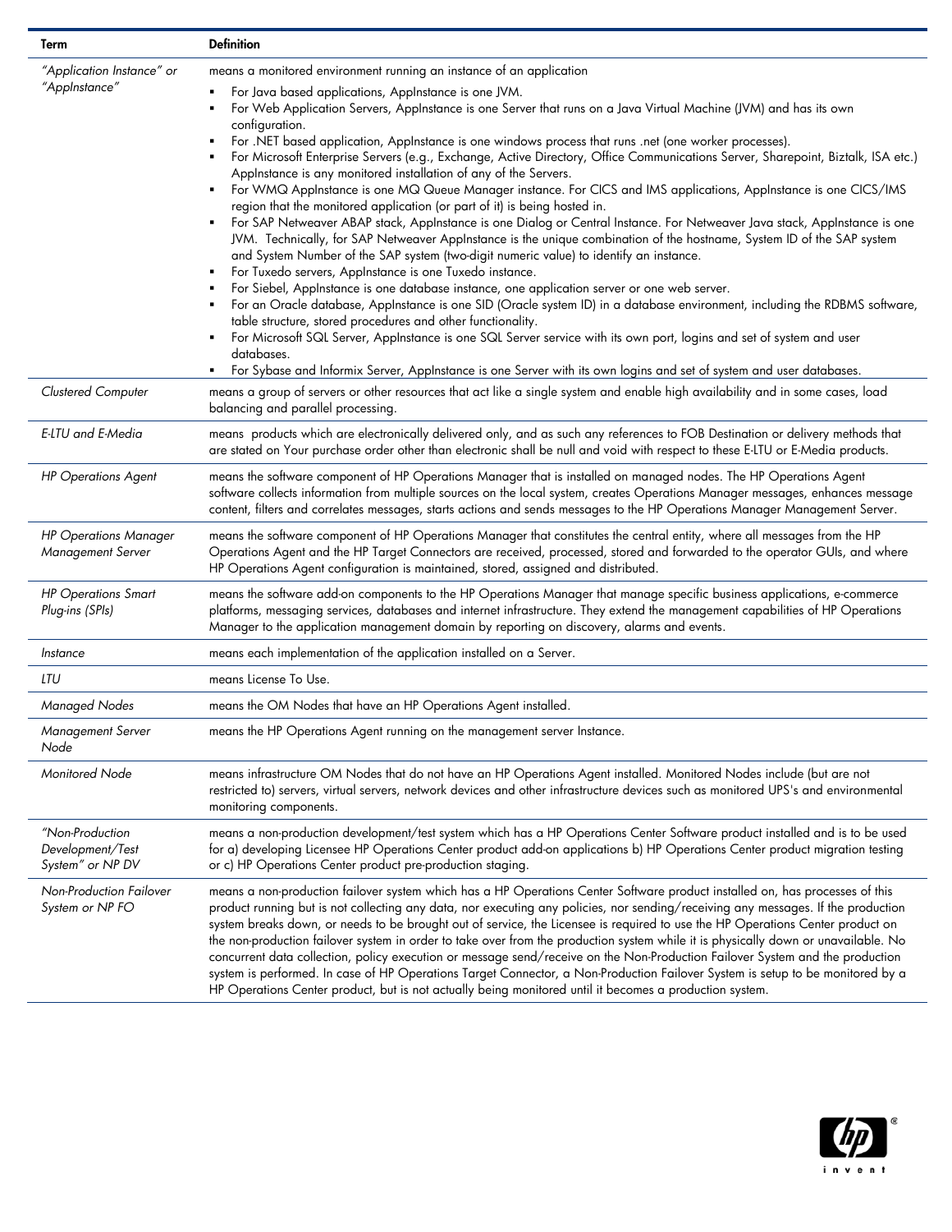| Term | Definition |
|---|---|
| *"Application Instance" or "AppInstance"* | means a monitored environment running an instance of an application<br>▪ For Java based applications, AppInstance is one JVM.<br>▪ For Web Application Servers, AppInstance is one Server that runs on a Java Virtual Machine (JVM) and has its own configuration.<br>▪ For .NET based application, AppInstance is one windows process that runs .net (one worker processes).<br>▪ For Microsoft Enterprise Servers (e.g., Exchange, Active Directory, Office Communications Server, Sharepoint, Biztalk, ISA etc.) AppInstance is any monitored installation of any of the Servers.<br>▪ For WMQ AppInstance is one MQ Queue Manager instance. For CICS and IMS applications, AppInstance is one CICS/IMS region that the monitored application (or part of it) is being hosted in.<br>▪ For SAP Netweaver ABAP stack, AppInstance is one Dialog or Central Instance. For Netweaver Java stack, AppInstance is one JVM. Technically, for SAP Netweaver AppInstance is the unique combination of the hostname, System ID of the SAP system and System Number of the SAP system (two-digit numeric value) to identify an instance.<br>▪ For Tuxedo servers, AppInstance is one Tuxedo instance.<br>▪ For Siebel, AppInstance is one database instance, one application server or one web server.<br>▪ For an Oracle database, AppInstance is one SID (Oracle system ID) in a database environment, including the RDBMS software, table structure, stored procedures and other functionality.<br>▪ For Microsoft SQL Server, AppInstance is one SQL Server service with its own port, logins and set of system and user databases.<br>▪ For Sybase and Informix Server, AppInstance is one Server with its own logins and set of system and user databases. |
| *Clustered Computer* | means a group of servers or other resources that act like a single system and enable high availability and in some cases, load balancing and parallel processing. |
| *E-LTU and E-Media* | means products which are electronically delivered only, and as such any references to FOB Destination or delivery methods that are stated on Your purchase order other than electronic shall be null and void with respect to these E-LTU or E-Media products. |
| *HP Operations Agent* | means the software component of HP Operations Manager that is installed on managed nodes. The HP Operations Agent software collects information from multiple sources on the local system, creates Operations Manager messages, enhances message content, filters and correlates messages, starts actions and sends messages to the HP Operations Manager Management Server. |
| *HP Operations Manager Management Server* | means the software component of HP Operations Manager that constitutes the central entity, where all messages from the HP Operations Agent and the HP Target Connectors are received, processed, stored and forwarded to the operator GUIs, and where HP Operations Agent configuration is maintained, stored, assigned and distributed. |
| *HP Operations Smart Plug-ins (SPIs)* | means the software add-on components to the HP Operations Manager that manage specific business applications, e-commerce platforms, messaging services, databases and internet infrastructure. They extend the management capabilities of HP Operations Manager to the application management domain by reporting on discovery, alarms and events. |
| *Instance* | means each implementation of the application installed on a Server. |
| *LTU* | means License To Use. |
| *Managed Nodes* | means the OM Nodes that have an HP Operations Agent installed. |
| *Management Server Node* | means the HP Operations Agent running on the management server Instance. |
| *Monitored Node* | means infrastructure OM Nodes that do not have an HP Operations Agent installed. Monitored Nodes include (but are not restricted to) servers, virtual servers, network devices and other infrastructure devices such as monitored UPS's and environmental monitoring components. |
| *"Non-Production Development/Test System" or NP DV* | means a non-production development/test system which has a HP Operations Center Software product installed and is to be used for a) developing Licensee HP Operations Center product add-on applications b) HP Operations Center product migration testing or c) HP Operations Center product pre-production staging. |
| *Non-Production Failover System or NP FO* | means a non-production failover system which has a HP Operations Center Software product installed on, has processes of this product running but is not collecting any data, nor executing any policies, nor sending/receiving any messages. If the production system breaks down, or needs to be brought out of service, the Licensee is required to use the HP Operations Center product on the non-production failover system in order to take over from the production system while it is physically down or unavailable. No concurrent data collection, policy execution or message send/receive on the Non-Production Failover System and the production system is performed. In case of HP Operations Target Connector, a Non-Production Failover System is setup to be monitored by a HP Operations Center product, but is not actually being monitored until it becomes a production system. |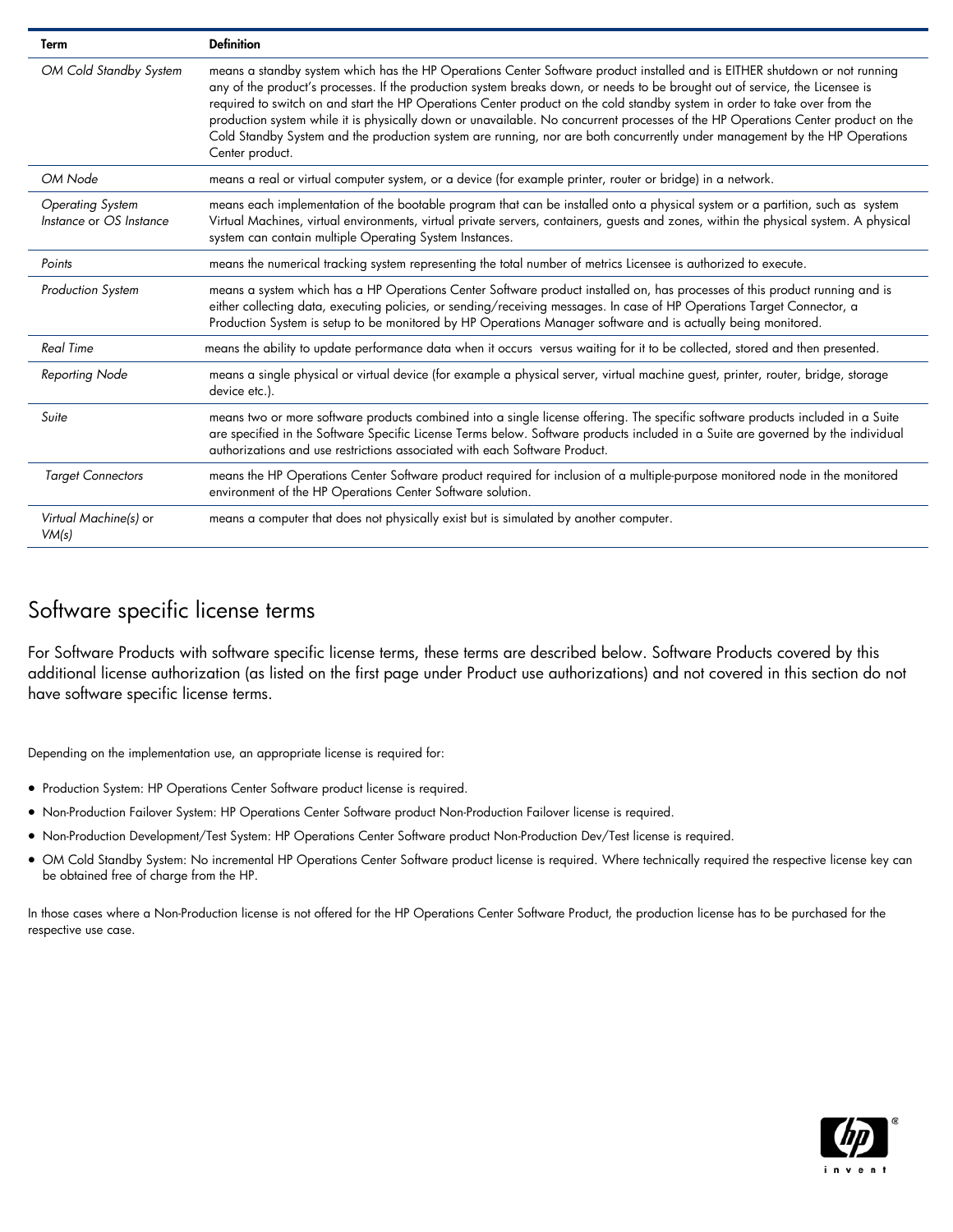| Term | Definition |
| --- | --- |
| *OM Cold Standby System* | means a standby system which has the HP Operations Center Software product installed and is EITHER shutdown or not running any of the product's processes. If the production system breaks down, or needs to be brought out of service, the Licensee is required to switch on and start the HP Operations Center product on the cold standby system in order to take over from the production system while it is physically down or unavailable. No concurrent processes of the HP Operations Center product on the Cold Standby System and the production system are running, nor are both concurrently under management by the HP Operations Center product. |
| *OM Node* | means a real or virtual computer system, or a device (for example printer, router or bridge) in a network. |
| *Operating System Instance* or *OS Instance* | means each implementation of the bootable program that can be installed onto a physical system or a partition, such as system Virtual Machines, virtual environments, virtual private servers, containers, guests and zones, within the physical system. A physical system can contain multiple Operating System Instances. |
| *Points* | means the numerical tracking system representing the total number of metrics Licensee is authorized to execute. |
| *Production System* | means a system which has a HP Operations Center Software product installed on, has processes of this product running and is either collecting data, executing policies, or sending/receiving messages. In case of HP Operations Target Connector, a Production System is setup to be monitored by HP Operations Manager software and is actually being monitored. |
| *Real Time* | means the ability to update performance data when it occurs versus waiting for it to be collected, stored and then presented. |
| *Reporting Node* | means a single physical or virtual device (for example a physical server, virtual machine guest, printer, router, bridge, storage device etc.). |
| *Suite* | means two or more software products combined into a single license offering. The specific software products included in a Suite are specified in the Software Specific License Terms below. Software products included in a Suite are governed by the individual authorizations and use restrictions associated with each Software Product. |
| *Target Connectors* | means the HP Operations Center Software product required for inclusion of a multiple-purpose monitored node in the monitored environment of the HP Operations Center Software solution. |
| *Virtual Machine(s)* or *VM(s)* | means a computer that does not physically exist but is simulated by another computer. |

## Software specific license terms

For Software Products with software specific license terms, these terms are described below. Software Products covered by this additional license authorization (as listed on the first page under Product use authorizations) and not covered in this section do not have software specific license terms.

Depending on the implementation use, an appropriate license is required for:

- Production System: HP Operations Center Software product license is required.
- Non-Production Failover System: HP Operations Center Software product Non-Production Failover license is required.
- Non-Production Development/Test System: HP Operations Center Software product Non-Production Dev/Test license is required.
- OM Cold Standby System: No incremental HP Operations Center Software product license is required. Where technically required the respective license key can be obtained free of charge from the HP.

In those cases where a Non-Production license is not offered for the HP Operations Center Software Product, the production license has to be purchased for the respective use case.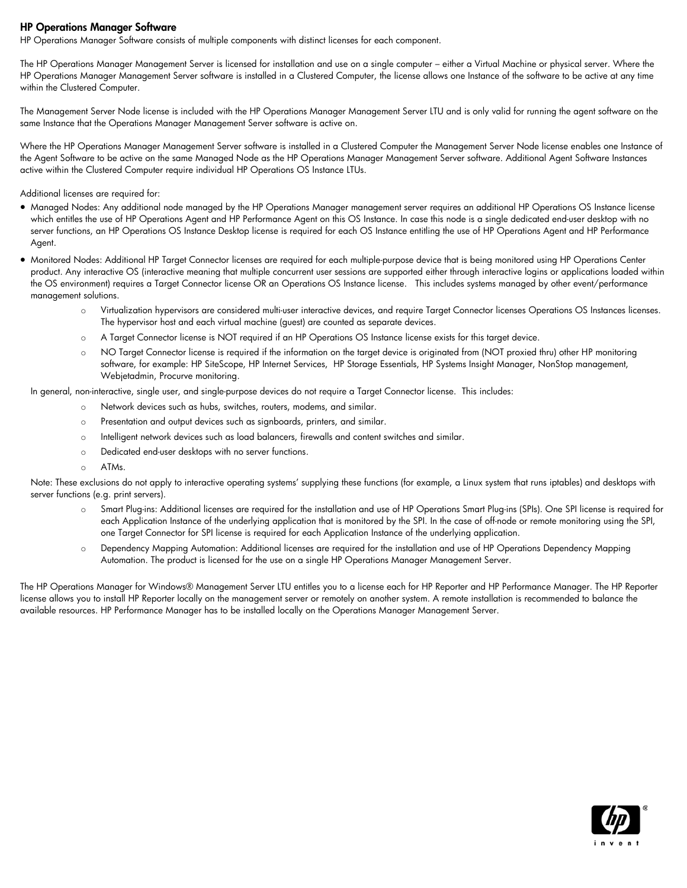## HP Operations Manager Software

HP Operations Manager Software consists of multiple components with distinct licenses for each component.

The HP Operations Manager Management Server is licensed for installation and use on a single computer – either a Virtual Machine or physical server. Where the HP Operations Manager Management Server software is installed in a Clustered Computer, the license allows one Instance of the software to be active at any time within the Clustered Computer.

The Management Server Node license is included with the HP Operations Manager Management Server LTU and is only valid for running the agent software on the same Instance that the Operations Manager Management Server software is active on.

Where the HP Operations Manager Management Server software is installed in a Clustered Computer the Management Server Node license enables one Instance of the Agent Software to be active on the same Managed Node as the HP Operations Manager Management Server software. Additional Agent Software Instances active within the Clustered Computer require individual HP Operations OS Instance LTUs.

Additional licenses are required for:

- Managed Nodes: Any additional node managed by the HP Operations Manager management server requires an additional HP Operations OS Instance license which entitles the use of HP Operations Agent and HP Performance Agent on this OS Instance. In case this node is a single dedicated end-user desktop with no server functions, an HP Operations OS Instance Desktop license is required for each OS Instance entitling the use of HP Operations Agent and HP Performance Agent.
- Monitored Nodes: Additional HP Target Connector licenses are required for each multiple-purpose device that is being monitored using HP Operations Center product. Any interactive OS (interactive meaning that multiple concurrent user sessions are supported either through interactive logins or applications loaded within the OS environment) requires a Target Connector license OR an Operations OS Instance license. This includes systems managed by other event/performance management solutions.
  - Virtualization hypervisors are considered multi-user interactive devices, and require Target Connector licenses Operations OS Instances licenses. The hypervisor host and each virtual machine (guest) are counted as separate devices.
  - A Target Connector license is NOT required if an HP Operations OS Instance license exists for this target device.
  - NO Target Connector license is required if the information on the target device is originated from (NOT proxied thru) other HP monitoring software, for example: HP SiteScope, HP Internet Services, HP Storage Essentials, HP Systems Insight Manager, NonStop management, Webjetadmin, Procurve monitoring.

  In general, non-interactive, single user, and single-purpose devices do not require a Target Connector license. This includes:

  - Network devices such as hubs, switches, routers, modems, and similar.
  - Presentation and output devices such as signboards, printers, and similar.
  - Intelligent network devices such as load balancers, firewalls and content switches and similar.
  - Dedicated end-user desktops with no server functions.
  - ATMs.

  Note: These exclusions do not apply to interactive operating systems' supplying these functions (for example, a Linux system that runs iptables) and desktops with server functions (e.g. print servers).

  - Smart Plug-ins: Additional licenses are required for the installation and use of HP Operations Smart Plug-ins (SPIs). One SPI license is required for each Application Instance of the underlying application that is monitored by the SPI. In the case of off-node or remote monitoring using the SPI, one Target Connector for SPI license is required for each Application Instance of the underlying application.
  - Dependency Mapping Automation: Additional licenses are required for the installation and use of HP Operations Dependency Mapping Automation. The product is licensed for the use on a single HP Operations Manager Management Server.

The HP Operations Manager for Windows® Management Server LTU entitles you to a license each for HP Reporter and HP Performance Manager. The HP Reporter license allows you to install HP Reporter locally on the management server or remotely on another system. A remote installation is recommended to balance the available resources. HP Performance Manager has to be installed locally on the Operations Manager Management Server.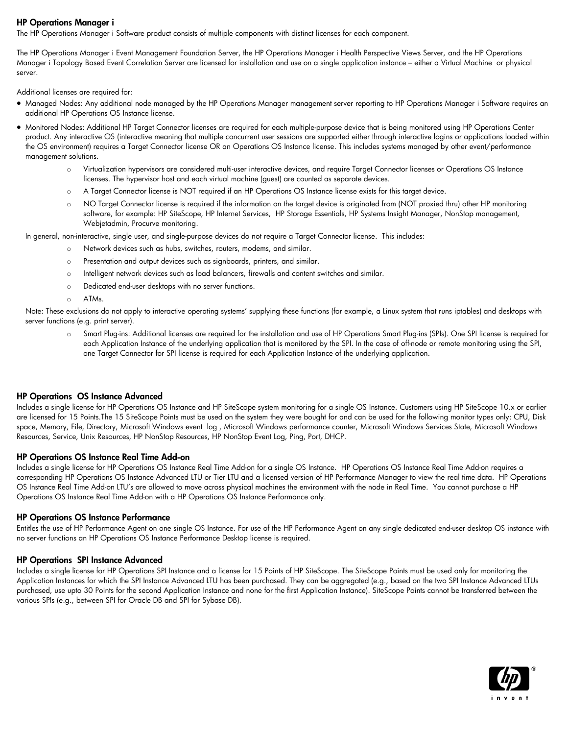### HP Operations Manager i

The HP Operations Manager i Software product consists of multiple components with distinct licenses for each component.

The HP Operations Manager i Event Management Foundation Server, the HP Operations Manager i Health Perspective Views Server, and the HP Operations Manager i Topology Based Event Correlation Server are licensed for installation and use on a single application instance – either a Virtual Machine or physical server.

Additional licenses are required for:

- Managed Nodes: Any additional node managed by the HP Operations Manager management server reporting to HP Operations Manager i Software requires an additional HP Operations OS Instance license.
- Monitored Nodes: Additional HP Target Connector licenses are required for each multiple-purpose device that is being monitored using HP Operations Center product. Any interactive OS (interactive meaning that multiple concurrent user sessions are supported either through interactive logins or applications loaded within the OS environment) requires a Target Connector license OR an Operations OS Instance license. This includes systems managed by other event/performance management solutions.
  - Virtualization hypervisors are considered multi-user interactive devices, and require Target Connector licenses or Operations OS Instance licenses. The hypervisor host and each virtual machine (guest) are counted as separate devices.
  - A Target Connector license is NOT required if an HP Operations OS Instance license exists for this target device.
  - NO Target Connector license is required if the information on the target device is originated from (NOT proxied thru) other HP monitoring software, for example: HP SiteScope, HP Internet Services, HP Storage Essentials, HP Systems Insight Manager, NonStop management, Webjetadmin, Procurve monitoring.

  In general, non-interactive, single user, and single-purpose devices do not require a Target Connector license. This includes:
  - Network devices such as hubs, switches, routers, modems, and similar.
  - Presentation and output devices such as signboards, printers, and similar.
  - Intelligent network devices such as load balancers, firewalls and content switches and similar.
  - Dedicated end-user desktops with no server functions.
  - ATMs.

  Note: These exclusions do not apply to interactive operating systems' supplying these functions (for example, a Linux system that runs iptables) and desktops with server functions (e.g. print server).
  - Smart Plug-ins: Additional licenses are required for the installation and use of HP Operations Smart Plug-ins (SPIs). One SPI license is required for each Application Instance of the underlying application that is monitored by the SPI. In the case of off-node or remote monitoring using the SPI, one Target Connector for SPI license is required for each Application Instance of the underlying application.

### HP Operations OS Instance Advanced

Includes a single license for HP Operations OS Instance and HP SiteScope system monitoring for a single OS Instance. Customers using HP SiteScope 10.x or earlier are licensed for 15 Points.The 15 SiteScope Points must be used on the system they were bought for and can be used for the following monitor types only: CPU, Disk space, Memory, File, Directory, Microsoft Windows event log , Microsoft Windows performance counter, Microsoft Windows Services State, Microsoft Windows Resources, Service, Unix Resources, HP NonStop Resources, HP NonStop Event Log, Ping, Port, DHCP.

### HP Operations OS Instance Real Time Add-on

Includes a single license for HP Operations OS Instance Real Time Add-on for a single OS Instance. HP Operations OS Instance Real Time Add-on requires a corresponding HP Operations OS Instance Advanced LTU or Tier LTU and a licensed version of HP Performance Manager to view the real time data. HP Operations OS Instance Real Time Add-on LTU's are allowed to move across physical machines the environment with the node in Real Time. You cannot purchase a HP Operations OS Instance Real Time Add-on with a HP Operations OS Instance Performance only.

### HP Operations OS Instance Performance

Entitles the use of HP Performance Agent on one single OS Instance. For use of the HP Performance Agent on any single dedicated end-user desktop OS instance with no server functions an HP Operations OS Instance Performance Desktop license is required.

### HP Operations SPI Instance Advanced

Includes a single license for HP Operations SPI Instance and a license for 15 Points of HP SiteScope. The SiteScope Points must be used only for monitoring the Application Instances for which the SPI Instance Advanced LTU has been purchased. They can be aggregated (e.g., based on the two SPI Instance Advanced LTUs purchased, use upto 30 Points for the second Application Instance and none for the first Application Instance). SiteScope Points cannot be transferred between the various SPIs (e.g., between SPI for Oracle DB and SPI for Sybase DB).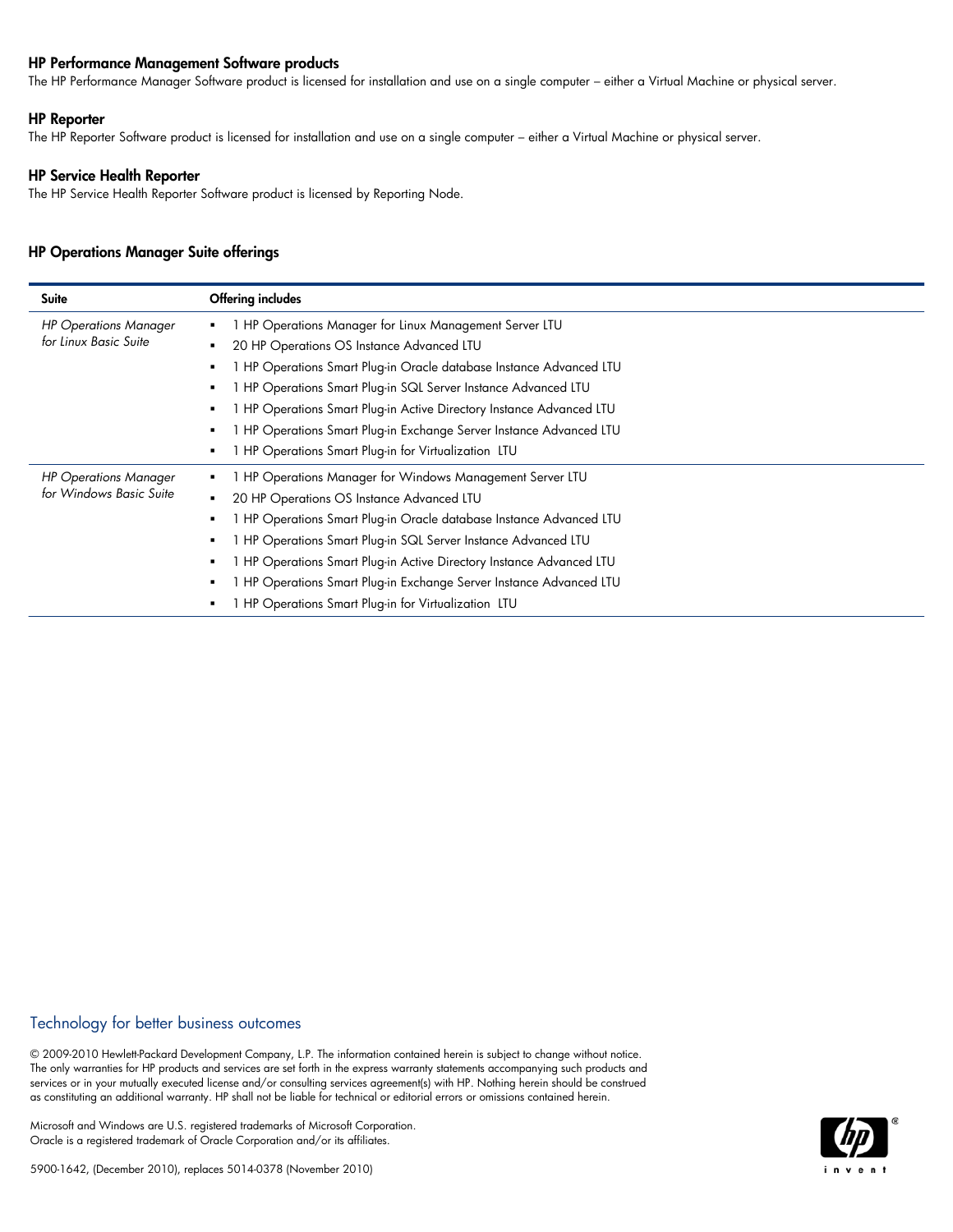### HP Performance Management Software products

The HP Performance Manager Software product is licensed for installation and use on a single computer – either a Virtual Machine or physical server.

### HP Reporter

The HP Reporter Software product is licensed for installation and use on a single computer – either a Virtual Machine or physical server.

### HP Service Health Reporter

The HP Service Health Reporter Software product is licensed by Reporting Node.

### HP Operations Manager Suite offerings

| Suite | Offering includes |
|---|---|
| *HP Operations Manager for Linux Basic Suite* | ▪ 1 HP Operations Manager for Linux Management Server LTU<br>▪ 20 HP Operations OS Instance Advanced LTU<br>▪ 1 HP Operations Smart Plug-in Oracle database Instance Advanced LTU<br>▪ 1 HP Operations Smart Plug-in SQL Server Instance Advanced LTU<br>▪ 1 HP Operations Smart Plug-in Active Directory Instance Advanced LTU<br>▪ 1 HP Operations Smart Plug-in Exchange Server Instance Advanced LTU<br>▪ 1 HP Operations Smart Plug-in for Virtualization LTU |
| *HP Operations Manager for Windows Basic Suite* | ▪ 1 HP Operations Manager for Windows Management Server LTU<br>▪ 20 HP Operations OS Instance Advanced LTU<br>▪ 1 HP Operations Smart Plug-in Oracle database Instance Advanced LTU<br>▪ 1 HP Operations Smart Plug-in SQL Server Instance Advanced LTU<br>▪ 1 HP Operations Smart Plug-in Active Directory Instance Advanced LTU<br>▪ 1 HP Operations Smart Plug-in Exchange Server Instance Advanced LTU<br>▪ 1 HP Operations Smart Plug-in for Virtualization LTU |

Technology for better business outcomes

© 2009-2010 Hewlett-Packard Development Company, L.P. The information contained herein is subject to change without notice. The only warranties for HP products and services are set forth in the express warranty statements accompanying such products and services or in your mutually executed license and/or consulting services agreement(s) with HP. Nothing herein should be construed as constituting an additional warranty. HP shall not be liable for technical or editorial errors or omissions contained herein.

Microsoft and Windows are U.S. registered trademarks of Microsoft Corporation.
Oracle is a registered trademark of Oracle Corporation and/or its affiliates.

5900-1642, (December 2010), replaces 5014-0378 (November 2010)